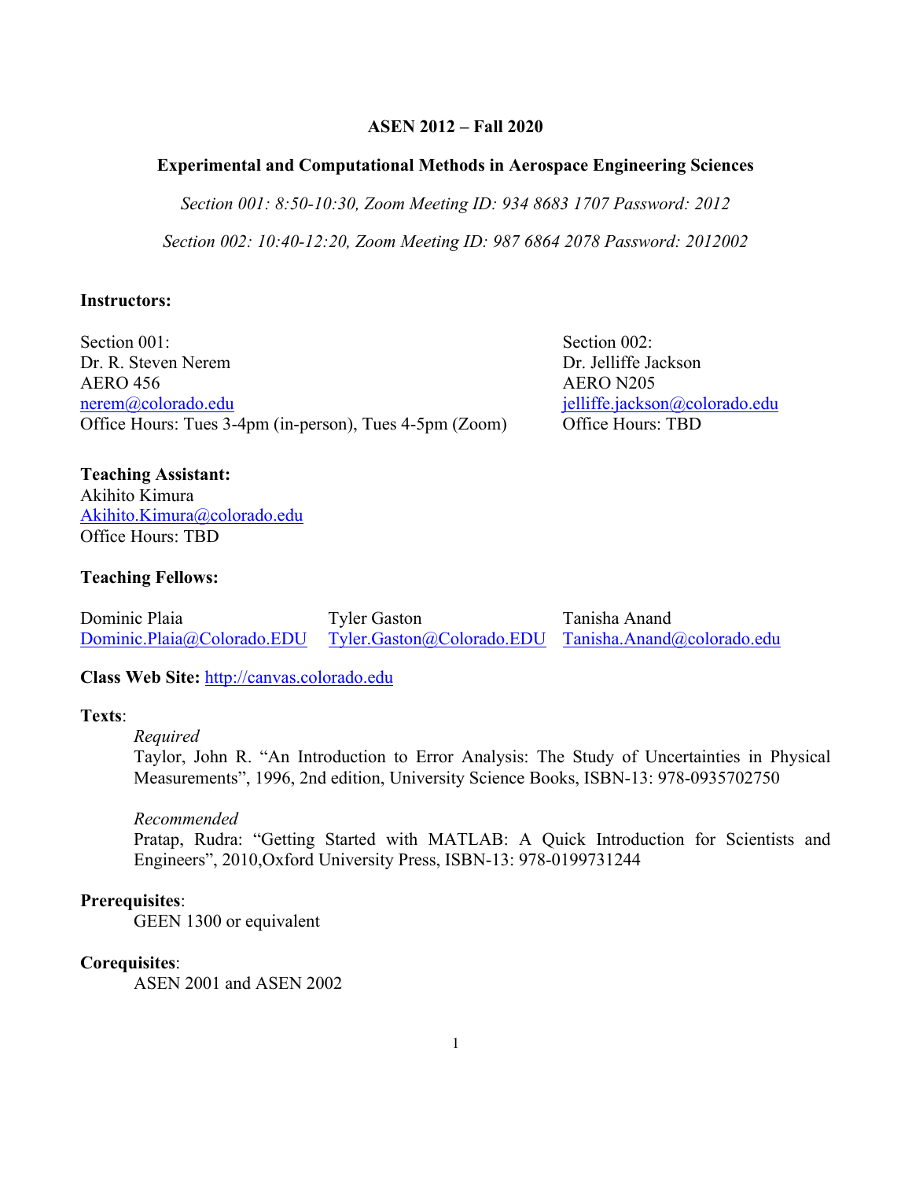**ASEN 2012 – Fall 2020**

**Experimental and Computational Methods in Aerospace Engineering Sciences**

*Section 001: 8:50-10:30, Zoom Meeting ID: 934 8683 1707 Password: 2012*

*Section 002: 10:40-12:20, Zoom Meeting ID: 987 6864 2078 Password: 2012002*

**Instructors:**

Section 001:
Dr. R. Steven Nerem
AERO 456
nerem@colorado.edu
Office Hours: Tues 3-4pm (in-person), Tues 4-5pm (Zoom)

Section 002:
Dr. Jelliffe Jackson
AERO N205
jelliffe.jackson@colorado.edu
Office Hours: TBD

**Teaching Assistant:**
Akihito Kimura
Akihito.Kimura@colorado.edu
Office Hours: TBD

**Teaching Fellows:**

Dominic Plaia
Dominic.Plaia@Colorado.EDU

Tyler Gaston
Tyler.Gaston@Colorado.EDU

Tanisha Anand
Tanisha.Anand@colorado.edu

**Class Web Site:** http://canvas.colorado.edu

**Texts**:

*Required*
Taylor, John R. "An Introduction to Error Analysis: The Study of Uncertainties in Physical Measurements", 1996, 2nd edition, University Science Books, ISBN-13: 978-0935702750

*Recommended*
Pratap, Rudra: "Getting Started with MATLAB: A Quick Introduction for Scientists and Engineers", 2010,Oxford University Press, ISBN-13: 978-0199731244

**Prerequisites**:
GEEN 1300 or equivalent

**Corequisites**:
ASEN 2001 and ASEN 2002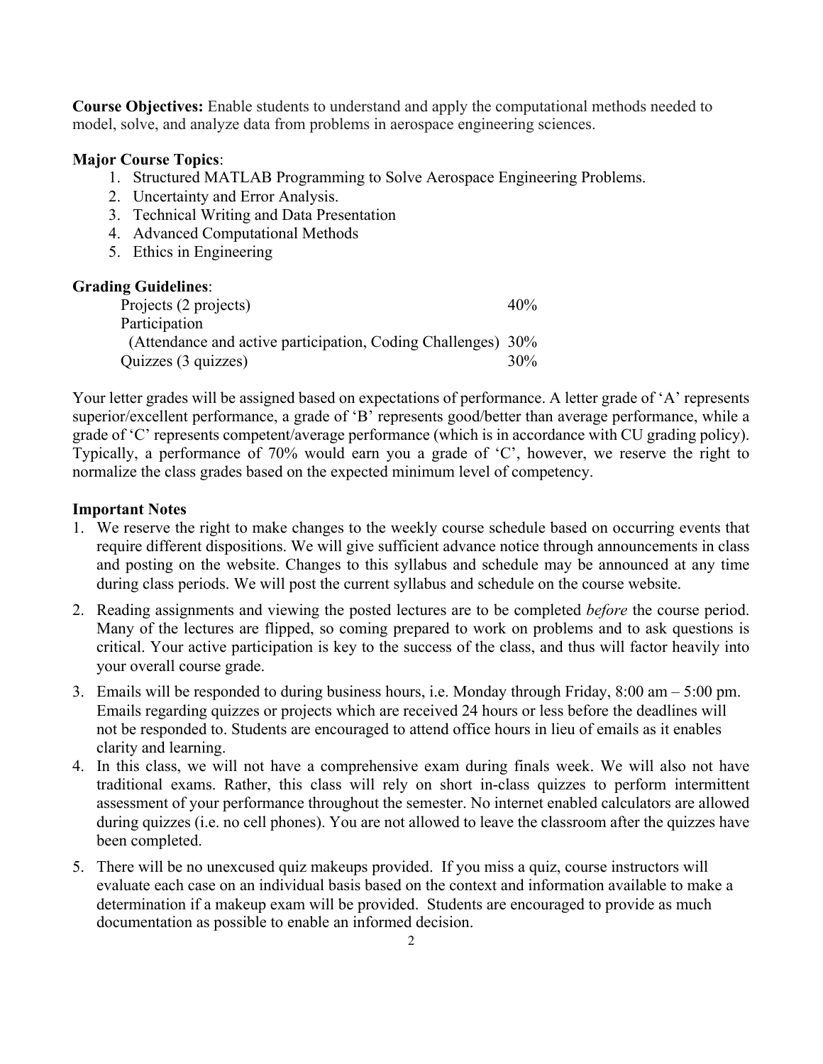**Course Objectives:** Enable students to understand and apply the computational methods needed to model, solve, and analyze data from problems in aerospace engineering sciences.

**Major Course Topics**:

1. Structured MATLAB Programming to Solve Aerospace Engineering Problems.
2. Uncertainty and Error Analysis.
3. Technical Writing and Data Presentation
4. Advanced Computational Methods
5. Ethics in Engineering

**Grading Guidelines**:

| | |
|---|---|
| Projects (2 projects) | 40% |
| Participation (Attendance and active participation, Coding Challenges) | 30% |
| Quizzes (3 quizzes) | 30% |

Your letter grades will be assigned based on expectations of performance. A letter grade of 'A' represents superior/excellent performance, a grade of 'B' represents good/better than average performance, while a grade of 'C' represents competent/average performance (which is in accordance with CU grading policy). Typically, a performance of 70% would earn you a grade of 'C', however, we reserve the right to normalize the class grades based on the expected minimum level of competency.

**Important Notes**

1. We reserve the right to make changes to the weekly course schedule based on occurring events that require different dispositions. We will give sufficient advance notice through announcements in class and posting on the website. Changes to this syllabus and schedule may be announced at any time during class periods. We will post the current syllabus and schedule on the course website.
2. Reading assignments and viewing the posted lectures are to be completed *before* the course period. Many of the lectures are flipped, so coming prepared to work on problems and to ask questions is critical. Your active participation is key to the success of the class, and thus will factor heavily into your overall course grade.
3. Emails will be responded to during business hours, i.e. Monday through Friday, 8:00 am – 5:00 pm. Emails regarding quizzes or projects which are received 24 hours or less before the deadlines will not be responded to. Students are encouraged to attend office hours in lieu of emails as it enables clarity and learning.
4. In this class, we will not have a comprehensive exam during finals week. We will also not have traditional exams. Rather, this class will rely on short in-class quizzes to perform intermittent assessment of your performance throughout the semester. No internet enabled calculators are allowed during quizzes (i.e. no cell phones). You are not allowed to leave the classroom after the quizzes have been completed.
5. There will be no unexcused quiz makeups provided. If you miss a quiz, course instructors will evaluate each case on an individual basis based on the context and information available to make a determination if a makeup exam will be provided. Students are encouraged to provide as much documentation as possible to enable an informed decision.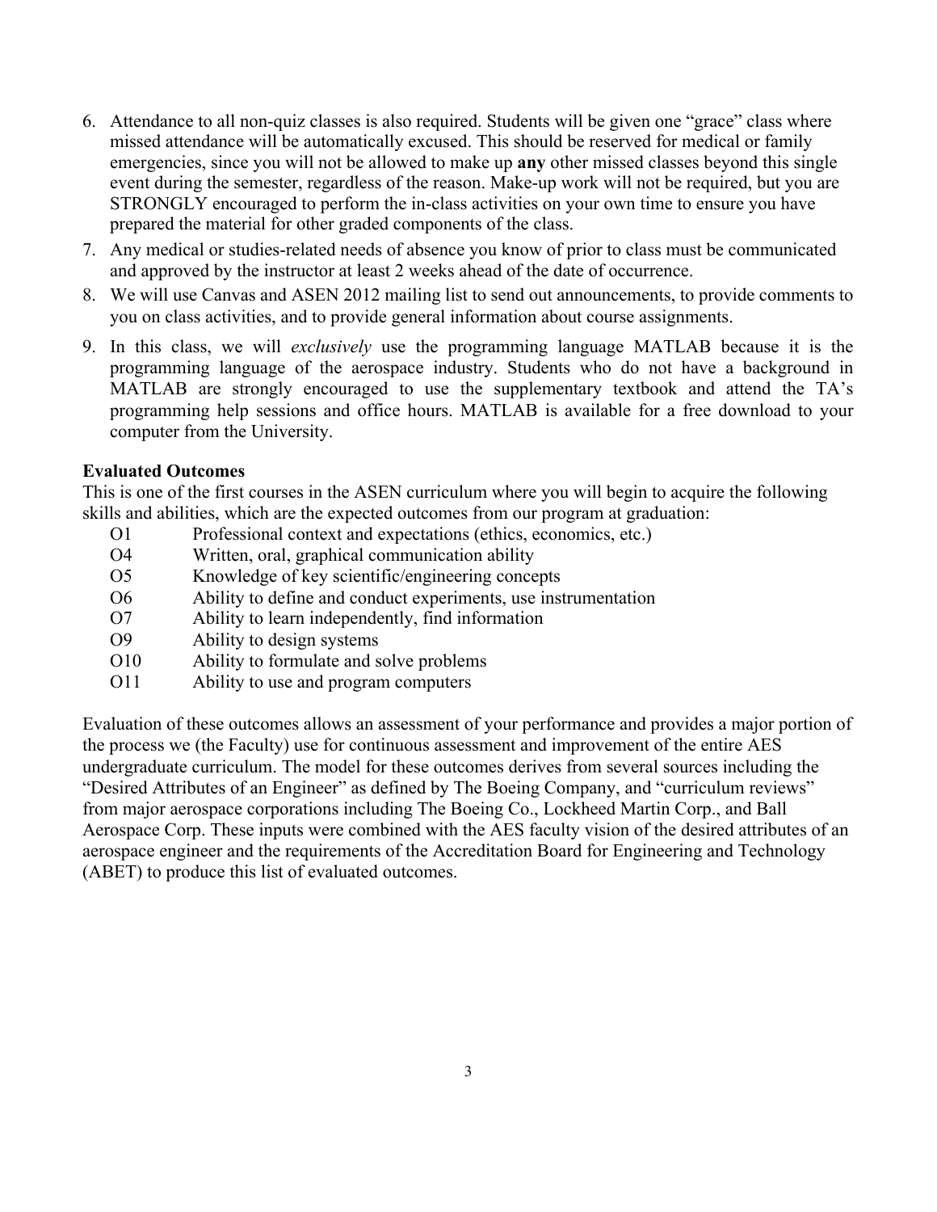6. Attendance to all non-quiz classes is also required. Students will be given one “grace” class where missed attendance will be automatically excused. This should be reserved for medical or family emergencies, since you will not be allowed to make up **any** other missed classes beyond this single event during the semester, regardless of the reason. Make-up work will not be required, but you are STRONGLY encouraged to perform the in-class activities on your own time to ensure you have prepared the material for other graded components of the class.
7. Any medical or studies-related needs of absence you know of prior to class must be communicated and approved by the instructor at least 2 weeks ahead of the date of occurrence.
8. We will use Canvas and ASEN 2012 mailing list to send out announcements, to provide comments to you on class activities, and to provide general information about course assignments.
9. In this class, we will *exclusively* use the programming language MATLAB because it is the programming language of the aerospace industry. Students who do not have a background in MATLAB are strongly encouraged to use the supplementary textbook and attend the TA’s programming help sessions and office hours. MATLAB is available for a free download to your computer from the University.

**Evaluated Outcomes**

This is one of the first courses in the ASEN curriculum where you will begin to acquire the following skills and abilities, which are the expected outcomes from our program at graduation:

- O1 Professional context and expectations (ethics, economics, etc.)
- O4 Written, oral, graphical communication ability
- O5 Knowledge of key scientific/engineering concepts
- O6 Ability to define and conduct experiments, use instrumentation
- O7 Ability to learn independently, find information
- O9 Ability to design systems
- O10 Ability to formulate and solve problems
- O11 Ability to use and program computers

Evaluation of these outcomes allows an assessment of your performance and provides a major portion of the process we (the Faculty) use for continuous assessment and improvement of the entire AES undergraduate curriculum. The model for these outcomes derives from several sources including the “Desired Attributes of an Engineer” as defined by The Boeing Company, and “curriculum reviews” from major aerospace corporations including The Boeing Co., Lockheed Martin Corp., and Ball Aerospace Corp. These inputs were combined with the AES faculty vision of the desired attributes of an aerospace engineer and the requirements of the Accreditation Board for Engineering and Technology (ABET) to produce this list of evaluated outcomes.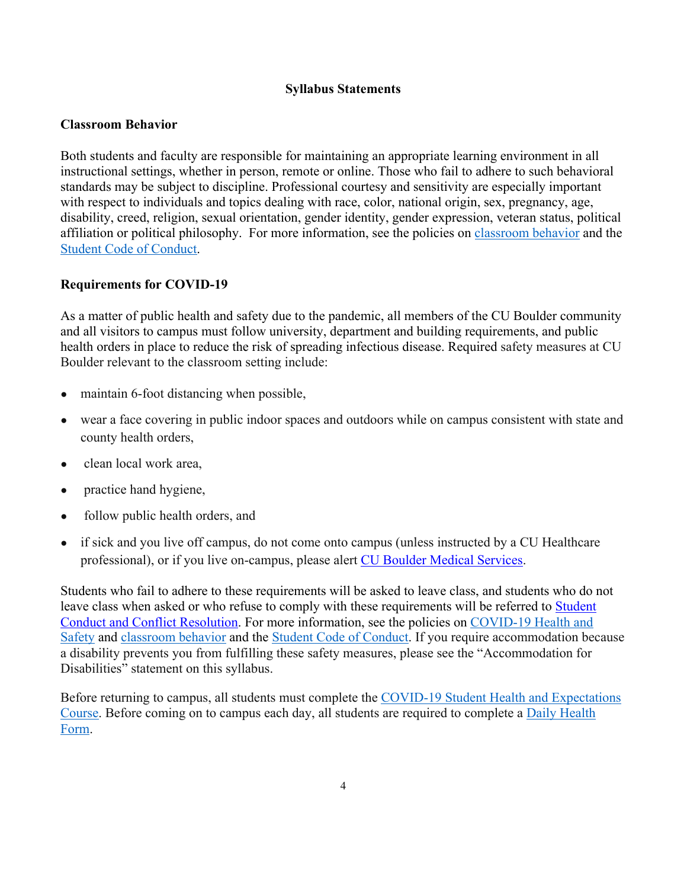## Syllabus Statements

### Classroom Behavior

Both students and faculty are responsible for maintaining an appropriate learning environment in all instructional settings, whether in person, remote or online. Those who fail to adhere to such behavioral standards may be subject to discipline. Professional courtesy and sensitivity are especially important with respect to individuals and topics dealing with race, color, national origin, sex, pregnancy, age, disability, creed, religion, sexual orientation, gender identity, gender expression, veteran status, political affiliation or political philosophy. For more information, see the policies on classroom behavior and the Student Code of Conduct.

### Requirements for COVID-19

As a matter of public health and safety due to the pandemic, all members of the CU Boulder community and all visitors to campus must follow university, department and building requirements, and public health orders in place to reduce the risk of spreading infectious disease. Required safety measures at CU Boulder relevant to the classroom setting include:

- maintain 6-foot distancing when possible,
- wear a face covering in public indoor spaces and outdoors while on campus consistent with state and county health orders,
- clean local work area,
- practice hand hygiene,
- follow public health orders, and
- if sick and you live off campus, do not come onto campus (unless instructed by a CU Healthcare professional), or if you live on-campus, please alert CU Boulder Medical Services.

Students who fail to adhere to these requirements will be asked to leave class, and students who do not leave class when asked or who refuse to comply with these requirements will be referred to Student Conduct and Conflict Resolution. For more information, see the policies on COVID-19 Health and Safety and classroom behavior and the Student Code of Conduct. If you require accommodation because a disability prevents you from fulfilling these safety measures, please see the "Accommodation for Disabilities" statement on this syllabus.

Before returning to campus, all students must complete the COVID-19 Student Health and Expectations Course. Before coming on to campus each day, all students are required to complete a Daily Health Form.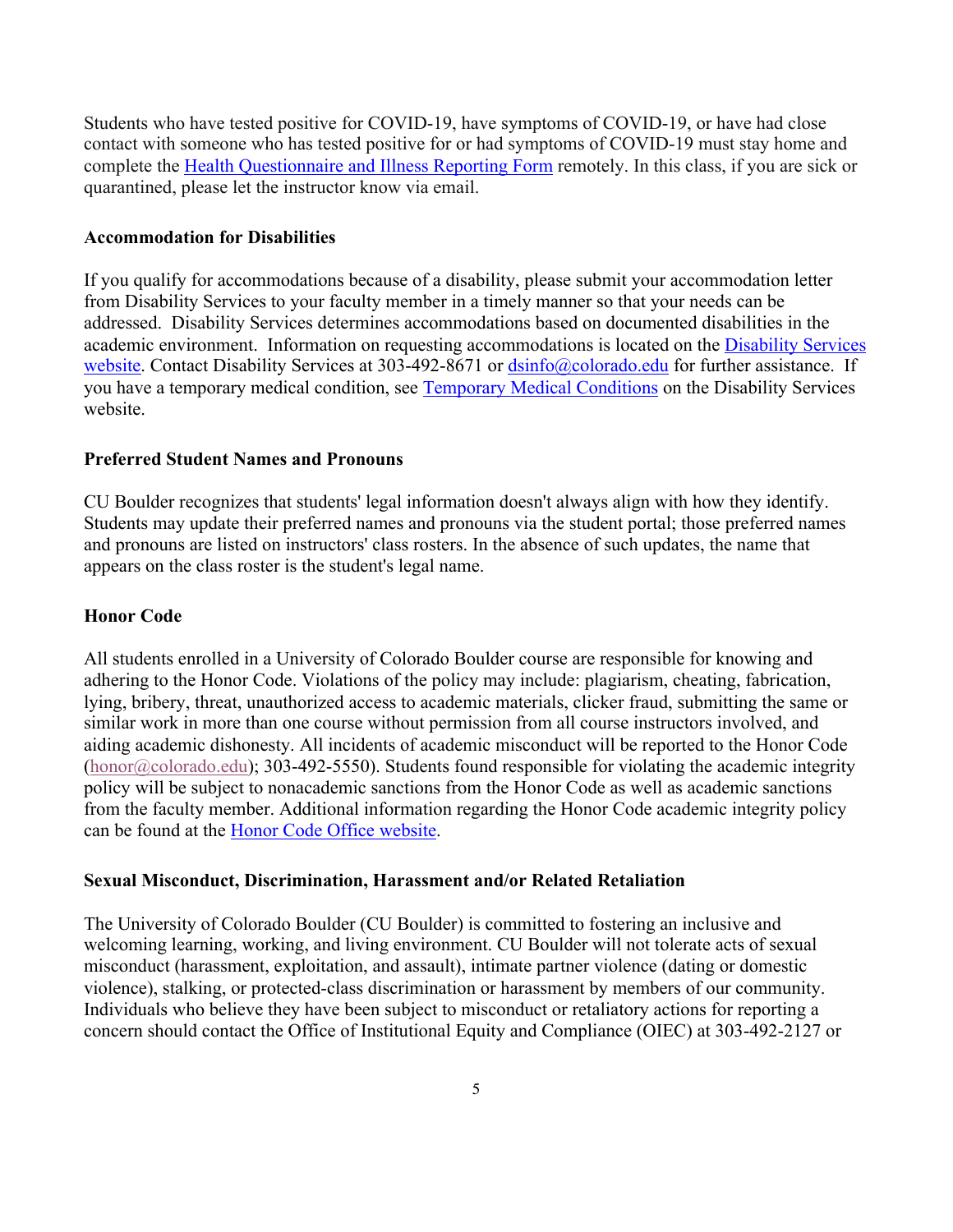Students who have tested positive for COVID-19, have symptoms of COVID-19, or have had close contact with someone who has tested positive for or had symptoms of COVID-19 must stay home and complete the Health Questionnaire and Illness Reporting Form remotely. In this class, if you are sick or quarantined, please let the instructor know via email.

**Accommodation for Disabilities**

If you qualify for accommodations because of a disability, please submit your accommodation letter from Disability Services to your faculty member in a timely manner so that your needs can be addressed. Disability Services determines accommodations based on documented disabilities in the academic environment. Information on requesting accommodations is located on the Disability Services website. Contact Disability Services at 303-492-8671 or dsinfo@colorado.edu for further assistance. If you have a temporary medical condition, see Temporary Medical Conditions on the Disability Services website.

**Preferred Student Names and Pronouns**

CU Boulder recognizes that students' legal information doesn't always align with how they identify. Students may update their preferred names and pronouns via the student portal; those preferred names and pronouns are listed on instructors' class rosters. In the absence of such updates, the name that appears on the class roster is the student's legal name.

**Honor Code**

All students enrolled in a University of Colorado Boulder course are responsible for knowing and adhering to the Honor Code. Violations of the policy may include: plagiarism, cheating, fabrication, lying, bribery, threat, unauthorized access to academic materials, clicker fraud, submitting the same or similar work in more than one course without permission from all course instructors involved, and aiding academic dishonesty. All incidents of academic misconduct will be reported to the Honor Code (honor@colorado.edu); 303-492-5550). Students found responsible for violating the academic integrity policy will be subject to nonacademic sanctions from the Honor Code as well as academic sanctions from the faculty member. Additional information regarding the Honor Code academic integrity policy can be found at the Honor Code Office website.

**Sexual Misconduct, Discrimination, Harassment and/or Related Retaliation**

The University of Colorado Boulder (CU Boulder) is committed to fostering an inclusive and welcoming learning, working, and living environment. CU Boulder will not tolerate acts of sexual misconduct (harassment, exploitation, and assault), intimate partner violence (dating or domestic violence), stalking, or protected-class discrimination or harassment by members of our community. Individuals who believe they have been subject to misconduct or retaliatory actions for reporting a concern should contact the Office of Institutional Equity and Compliance (OIEC) at 303-492-2127 or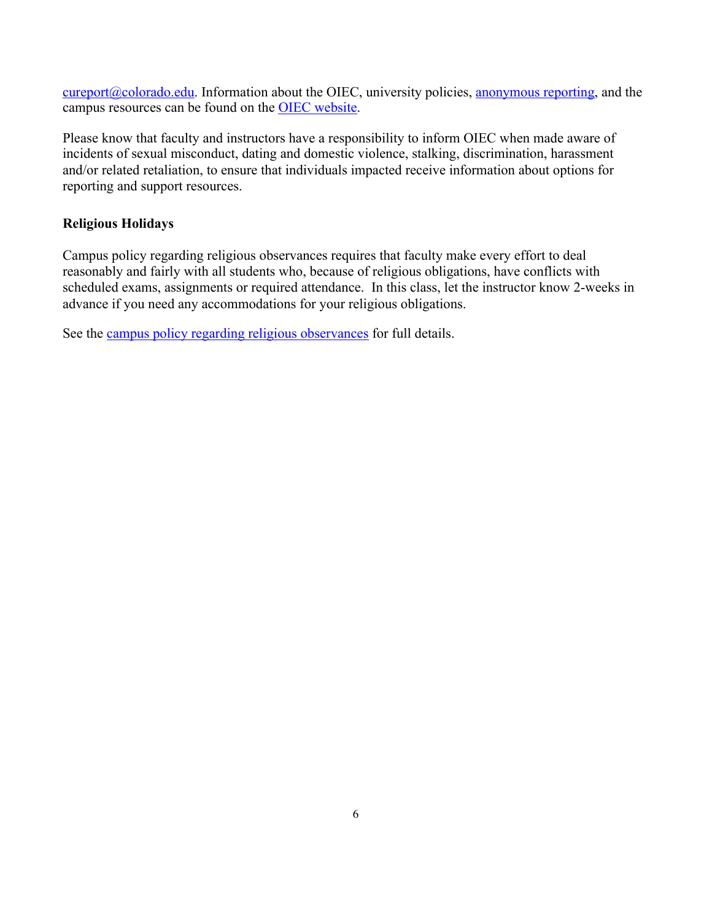cureport@colorado.edu. Information about the OIEC, university policies, anonymous reporting, and the campus resources can be found on the OIEC website.

Please know that faculty and instructors have a responsibility to inform OIEC when made aware of incidents of sexual misconduct, dating and domestic violence, stalking, discrimination, harassment and/or related retaliation, to ensure that individuals impacted receive information about options for reporting and support resources.

**Religious Holidays**

Campus policy regarding religious observances requires that faculty make every effort to deal reasonably and fairly with all students who, because of religious obligations, have conflicts with scheduled exams, assignments or required attendance. In this class, let the instructor know 2-weeks in advance if you need any accommodations for your religious obligations.

See the campus policy regarding religious observances for full details.